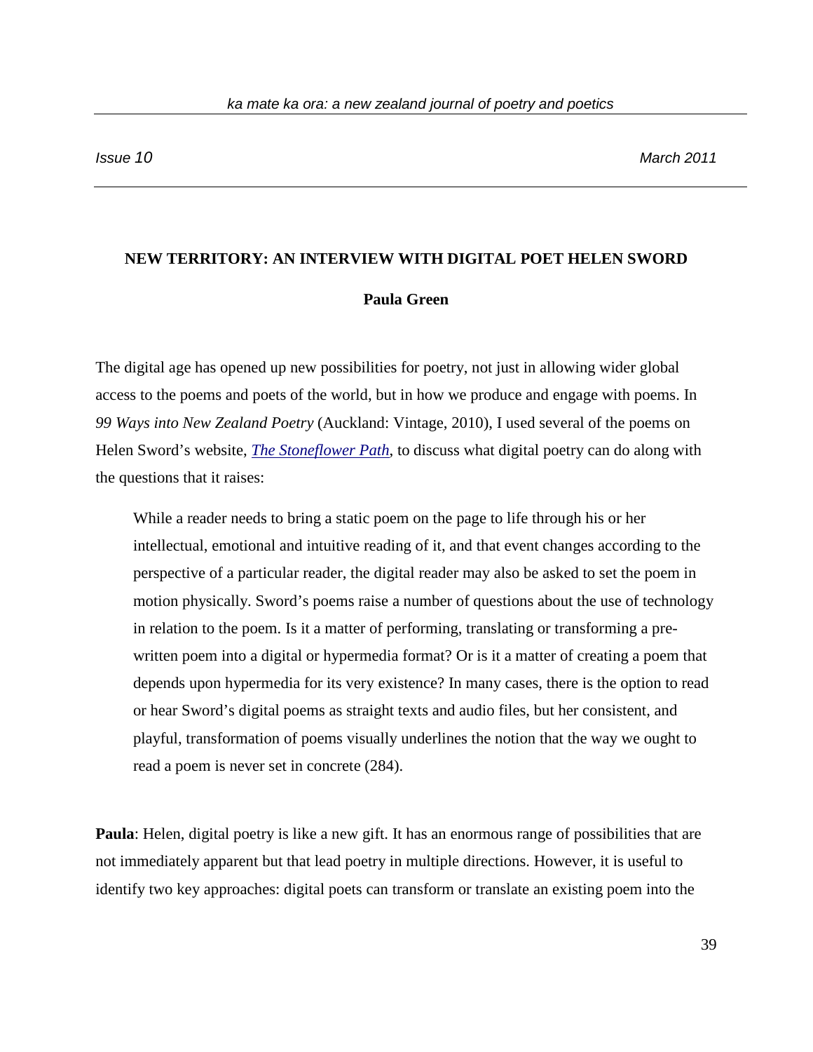# NEW TERRITORY: AN INTERVIEW WITH DIGITAL POET HELEN SWORD

**Paula Green**

The digital age has opened up new possibilities for poetry, not just in allowing wider global access to the poems and poets of the world, but in how we produce and engage with poems. In *99 Ways into New Zealand Poetry* (Auckland: Vintage, 2010), I used several of the poems on Helen Sword's website, *The Stoneflower Path*, to discuss what digital poetry can do along with the questions that it raises:

> While a reader needs to bring a static poem on the page to life through his or her intellectual, emotional and intuitive reading of it, and that event changes according to the perspective of a particular reader, the digital reader may also be asked to set the poem in motion physically. Sword's poems raise a number of questions about the use of technology in relation to the poem. Is it a matter of performing, translating or transforming a pre-written poem into a digital or hypermedia format? Or is it a matter of creating a poem that depends upon hypermedia for its very existence? In many cases, there is the option to read or hear Sword's digital poems as straight texts and audio files, but her consistent, and playful, transformation of poems visually underlines the notion that the way we ought to read a poem is never set in concrete (284).

**Paula**: Helen, digital poetry is like a new gift. It has an enormous range of possibilities that are not immediately apparent but that lead poetry in multiple directions. However, it is useful to identify two key approaches: digital poets can transform or translate an existing poem into the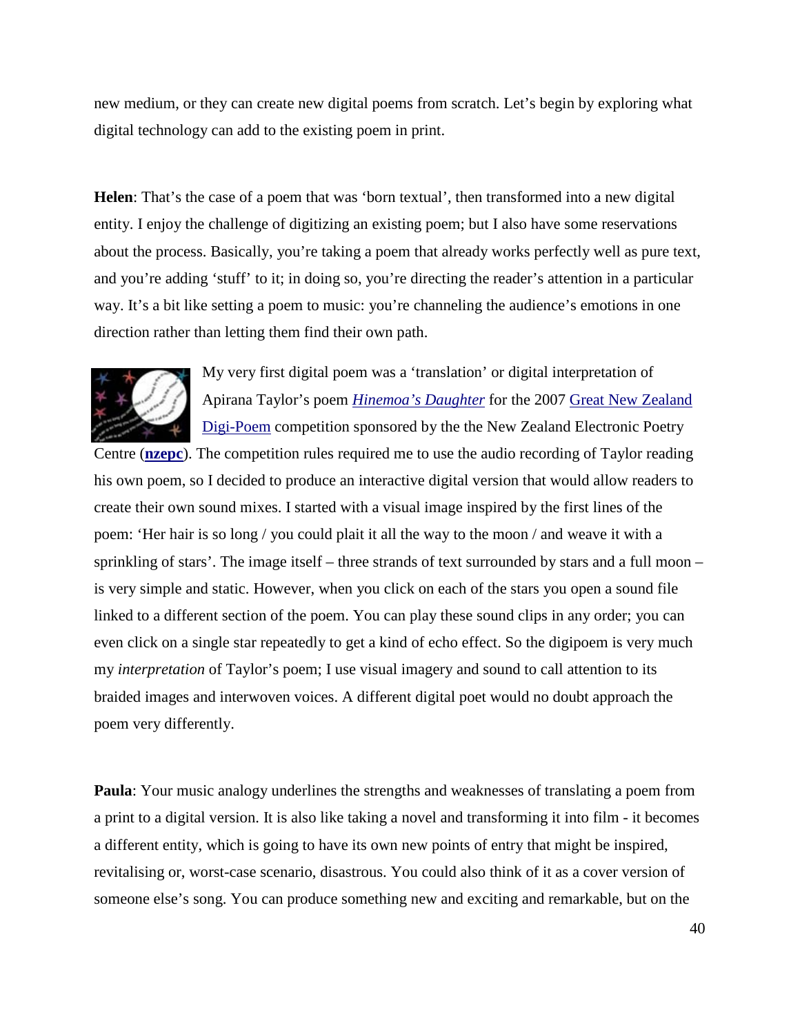new medium, or they can create new digital poems from scratch. Let's begin by exploring what digital technology can add to the existing poem in print.

**Helen**: That's the case of a poem that was 'born textual', then transformed into a new digital entity. I enjoy the challenge of digitizing an existing poem; but I also have some reservations about the process. Basically, you're taking a poem that already works perfectly well as pure text, and you're adding 'stuff' to it; in doing so, you're directing the reader's attention in a particular way. It's a bit like setting a poem to music: you're channeling the audience's emotions in one direction rather than letting them find their own path.

My very first digital poem was a 'translation' or digital interpretation of Apirana Taylor's poem ***Hinemoa's Daughter*** for the 2007 Great New Zealand Digi-Poem competition sponsored by the the New Zealand Electronic Poetry Centre (**nzepc**). The competition rules required me to use the audio recording of Taylor reading his own poem, so I decided to produce an interactive digital version that would allow readers to create their own sound mixes. I started with a visual image inspired by the first lines of the poem: 'Her hair is so long / you could plait it all the way to the moon / and weave it with a sprinkling of stars'. The image itself – three strands of text surrounded by stars and a full moon – is very simple and static. However, when you click on each of the stars you open a sound file linked to a different section of the poem. You can play these sound clips in any order; you can even click on a single star repeatedly to get a kind of echo effect. So the digipoem is very much my *interpretation* of Taylor's poem; I use visual imagery and sound to call attention to its braided images and interwoven voices. A different digital poet would no doubt approach the poem very differently.

**Paula**: Your music analogy underlines the strengths and weaknesses of translating a poem from a print to a digital version. It is also like taking a novel and transforming it into film - it becomes a different entity, which is going to have its own new points of entry that might be inspired, revitalising or, worst-case scenario, disastrous. You could also think of it as a cover version of someone else's song. You can produce something new and exciting and remarkable, but on the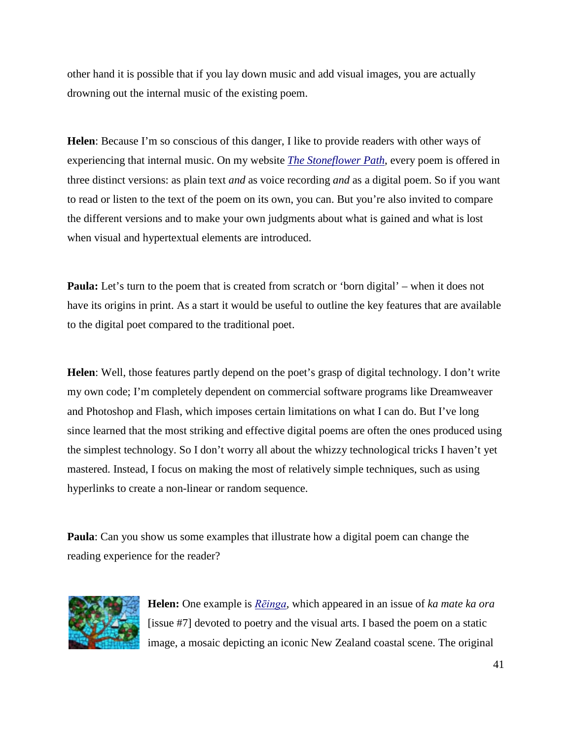other hand it is possible that if you lay down music and add visual images, you are actually drowning out the internal music of the existing poem.

**Helen**: Because I'm so conscious of this danger, I like to provide readers with other ways of experiencing that internal music. On my website *The Stoneflower Path*, every poem is offered in three distinct versions: as plain text *and* as voice recording *and* as a digital poem. So if you want to read or listen to the text of the poem on its own, you can. But you're also invited to compare the different versions and to make your own judgments about what is gained and what is lost when visual and hypertextual elements are introduced.

**Paula:** Let's turn to the poem that is created from scratch or 'born digital' – when it does not have its origins in print. As a start it would be useful to outline the key features that are available to the digital poet compared to the traditional poet.

**Helen**: Well, those features partly depend on the poet's grasp of digital technology. I don't write my own code; I'm completely dependent on commercial software programs like Dreamweaver and Photoshop and Flash, which imposes certain limitations on what I can do. But I've long since learned that the most striking and effective digital poems are often the ones produced using the simplest technology. So I don't worry all about the whizzy technological tricks I haven't yet mastered. Instead, I focus on making the most of relatively simple techniques, such as using hyperlinks to create a non-linear or random sequence.

**Paula**: Can you show us some examples that illustrate how a digital poem can change the reading experience for the reader?

**Helen:** One example is *Rēinga*, which appeared in an issue of *ka mate ka ora* [issue #7] devoted to poetry and the visual arts. I based the poem on a static image, a mosaic depicting an iconic New Zealand coastal scene. The original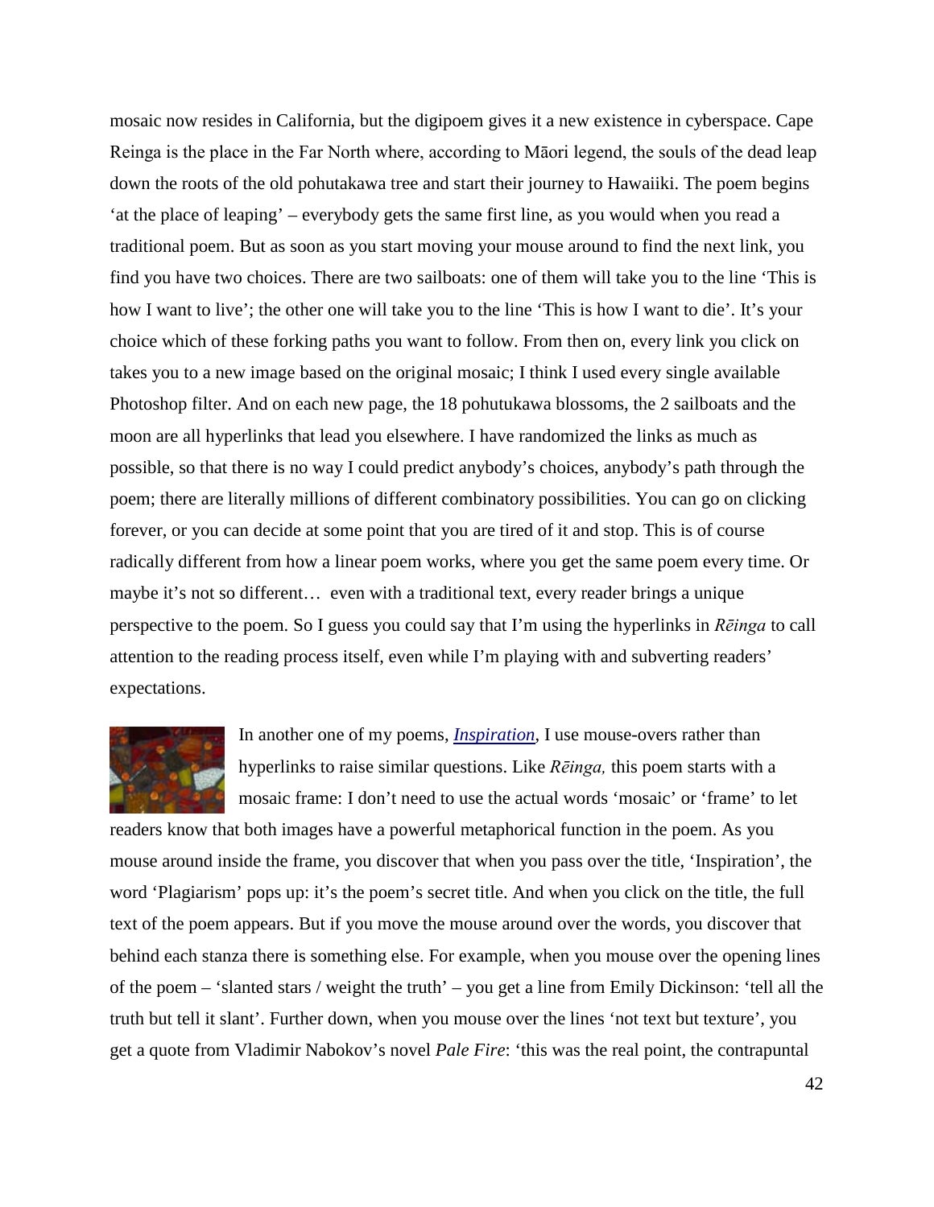mosaic now resides in California, but the digipoem gives it a new existence in cyberspace. Cape Reinga is the place in the Far North where, according to Māori legend, the souls of the dead leap down the roots of the old pohutakawa tree and start their journey to Hawaiiki. The poem begins 'at the place of leaping' – everybody gets the same first line, as you would when you read a traditional poem. But as soon as you start moving your mouse around to find the next link, you find you have two choices. There are two sailboats: one of them will take you to the line 'This is how I want to live'; the other one will take you to the line 'This is how I want to die'. It's your choice which of these forking paths you want to follow. From then on, every link you click on takes you to a new image based on the original mosaic; I think I used every single available Photoshop filter. And on each new page, the 18 pohutukawa blossoms, the 2 sailboats and the moon are all hyperlinks that lead you elsewhere. I have randomized the links as much as possible, so that there is no way I could predict anybody's choices, anybody's path through the poem; there are literally millions of different combinatory possibilities. You can go on clicking forever, or you can decide at some point that you are tired of it and stop. This is of course radically different from how a linear poem works, where you get the same poem every time. Or maybe it's not so different… even with a traditional text, every reader brings a unique perspective to the poem. So I guess you could say that I'm using the hyperlinks in *Rēinga* to call attention to the reading process itself, even while I'm playing with and subverting readers' expectations.

In another one of my poems, [*Inspiration*](), I use mouse-overs rather than hyperlinks to raise similar questions. Like *Rēinga,* this poem starts with a mosaic frame: I don't need to use the actual words 'mosaic' or 'frame' to let readers know that both images have a powerful metaphorical function in the poem. As you mouse around inside the frame, you discover that when you pass over the title, 'Inspiration', the word 'Plagiarism' pops up: it's the poem's secret title. And when you click on the title, the full text of the poem appears. But if you move the mouse around over the words, you discover that behind each stanza there is something else. For example, when you mouse over the opening lines of the poem – 'slanted stars / weight the truth' – you get a line from Emily Dickinson: 'tell all the truth but tell it slant'. Further down, when you mouse over the lines 'not text but texture', you get a quote from Vladimir Nabokov's novel *Pale Fire*: 'this was the real point, the contrapuntal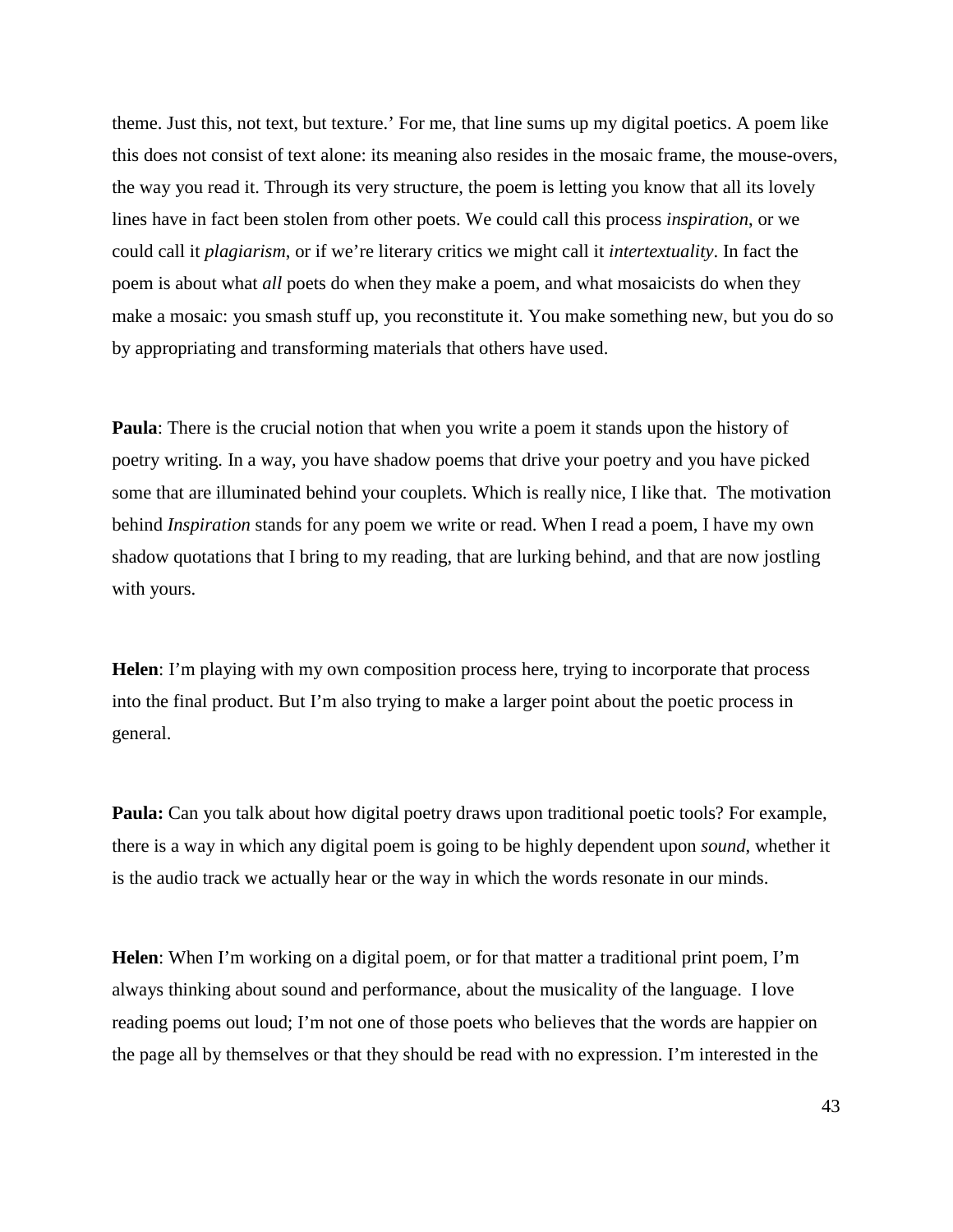theme. Just this, not text, but texture.' For me, that line sums up my digital poetics. A poem like this does not consist of text alone: its meaning also resides in the mosaic frame, the mouse-overs, the way you read it. Through its very structure, the poem is letting you know that all its lovely lines have in fact been stolen from other poets. We could call this process *inspiration*, or we could call it *plagiarism*, or if we're literary critics we might call it *intertextuality*. In fact the poem is about what *all* poets do when they make a poem, and what mosaicists do when they make a mosaic: you smash stuff up, you reconstitute it. You make something new, but you do so by appropriating and transforming materials that others have used.

**Paula**: There is the crucial notion that when you write a poem it stands upon the history of poetry writing. In a way, you have shadow poems that drive your poetry and you have picked some that are illuminated behind your couplets. Which is really nice, I like that. The motivation behind *Inspiration* stands for any poem we write or read. When I read a poem, I have my own shadow quotations that I bring to my reading, that are lurking behind, and that are now jostling with yours.

**Helen**: I'm playing with my own composition process here, trying to incorporate that process into the final product. But I'm also trying to make a larger point about the poetic process in general.

**Paula:** Can you talk about how digital poetry draws upon traditional poetic tools? For example, there is a way in which any digital poem is going to be highly dependent upon *sound*, whether it is the audio track we actually hear or the way in which the words resonate in our minds.

**Helen**: When I'm working on a digital poem, or for that matter a traditional print poem, I'm always thinking about sound and performance, about the musicality of the language. I love reading poems out loud; I'm not one of those poets who believes that the words are happier on the page all by themselves or that they should be read with no expression. I'm interested in the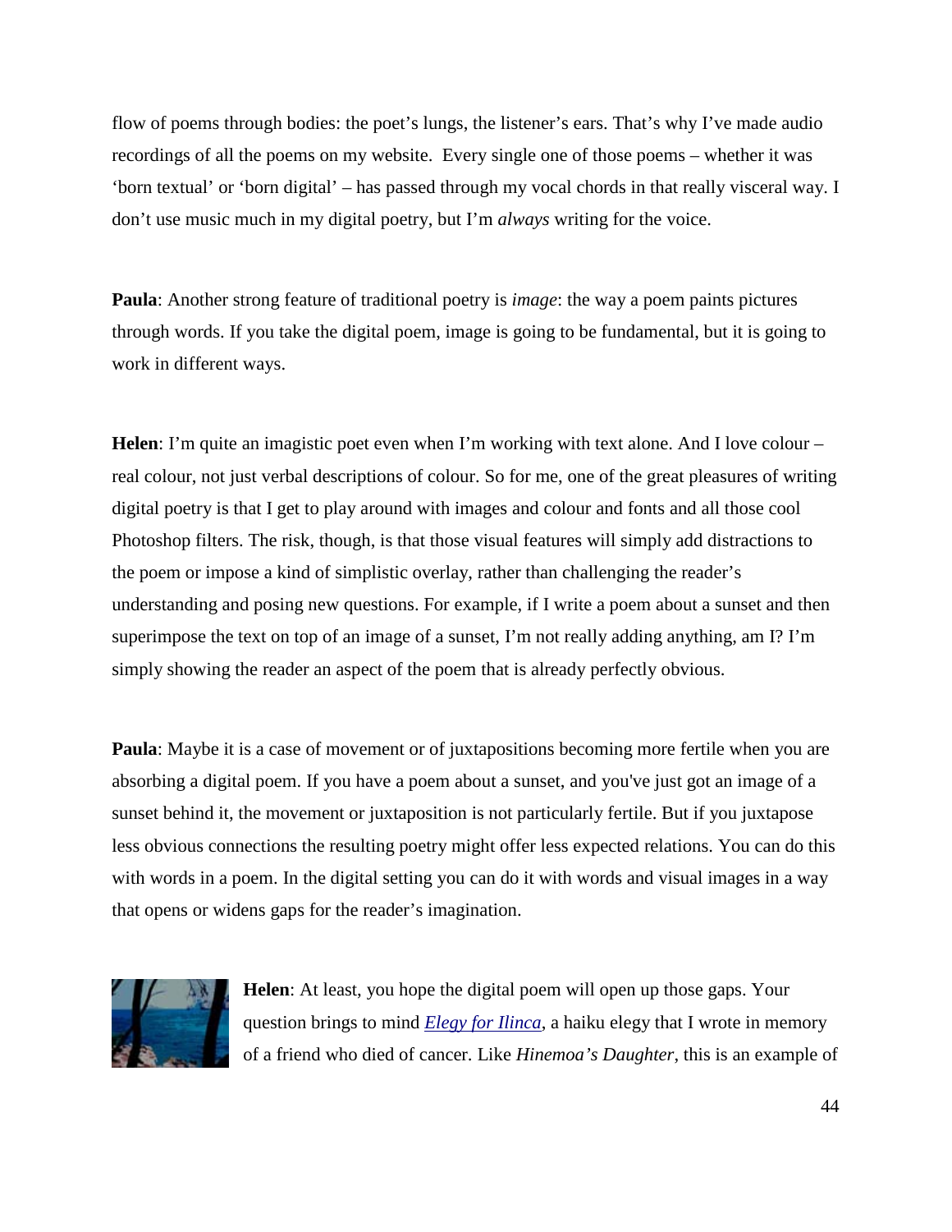flow of poems through bodies: the poet's lungs, the listener's ears. That's why I've made audio recordings of all the poems on my website. Every single one of those poems – whether it was 'born textual' or 'born digital' – has passed through my vocal chords in that really visceral way. I don't use music much in my digital poetry, but I'm *always* writing for the voice.

**Paula**: Another strong feature of traditional poetry is *image*: the way a poem paints pictures through words. If you take the digital poem, image is going to be fundamental, but it is going to work in different ways.

**Helen**: I'm quite an imagistic poet even when I'm working with text alone. And I love colour – real colour, not just verbal descriptions of colour. So for me, one of the great pleasures of writing digital poetry is that I get to play around with images and colour and fonts and all those cool Photoshop filters. The risk, though, is that those visual features will simply add distractions to the poem or impose a kind of simplistic overlay, rather than challenging the reader's understanding and posing new questions. For example, if I write a poem about a sunset and then superimpose the text on top of an image of a sunset, I'm not really adding anything, am I? I'm simply showing the reader an aspect of the poem that is already perfectly obvious.

**Paula**: Maybe it is a case of movement or of juxtapositions becoming more fertile when you are absorbing a digital poem. If you have a poem about a sunset, and you've just got an image of a sunset behind it, the movement or juxtaposition is not particularly fertile. But if you juxtapose less obvious connections the resulting poetry might offer less expected relations. You can do this with words in a poem. In the digital setting you can do it with words and visual images in a way that opens or widens gaps for the reader's imagination.

**Helen**: At least, you hope the digital poem will open up those gaps. Your question brings to mind *Elegy for Ilinca*, a haiku elegy that I wrote in memory of a friend who died of cancer. Like *Hinemoa's Daughter*, this is an example of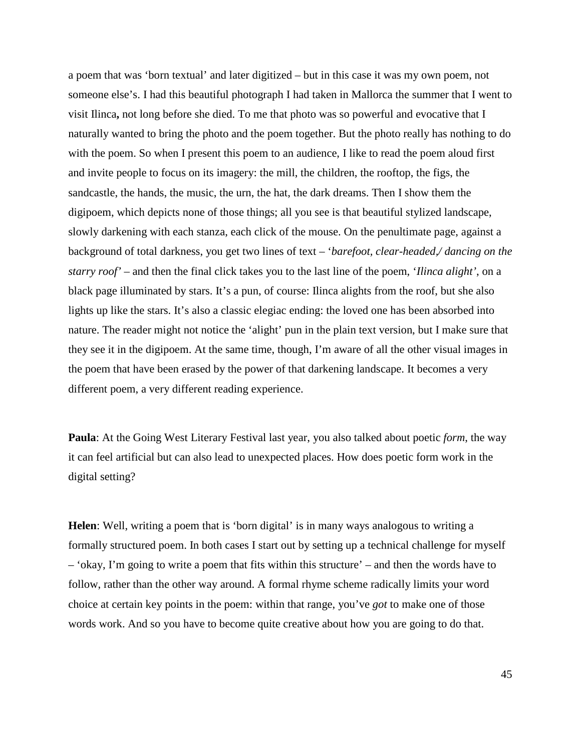a poem that was 'born textual' and later digitized – but in this case it was my own poem, not someone else's. I had this beautiful photograph I had taken in Mallorca the summer that I went to visit Ilinca**,** not long before she died. To me that photo was so powerful and evocative that I naturally wanted to bring the photo and the poem together. But the photo really has nothing to do with the poem. So when I present this poem to an audience, I like to read the poem aloud first and invite people to focus on its imagery: the mill, the children, the rooftop, the figs, the sandcastle, the hands, the music, the urn, the hat, the dark dreams. Then I show them the digipoem, which depicts none of those things; all you see is that beautiful stylized landscape, slowly darkening with each stanza, each click of the mouse. On the penultimate page, against a background of total darkness, you get two lines of text – '*barefoot, clear-headed,/ dancing on the starry roof*' – and then the final click takes you to the last line of the poem, '*Ilinca alight*', on a black page illuminated by stars. It's a pun, of course: Ilinca alights from the roof, but she also lights up like the stars. It's also a classic elegiac ending: the loved one has been absorbed into nature. The reader might not notice the 'alight' pun in the plain text version, but I make sure that they see it in the digipoem. At the same time, though, I'm aware of all the other visual images in the poem that have been erased by the power of that darkening landscape. It becomes a very different poem, a very different reading experience.

**Paula**: At the Going West Literary Festival last year, you also talked about poetic *form*, the way it can feel artificial but can also lead to unexpected places. How does poetic form work in the digital setting?

**Helen**: Well, writing a poem that is 'born digital' is in many ways analogous to writing a formally structured poem. In both cases I start out by setting up a technical challenge for myself – 'okay, I'm going to write a poem that fits within this structure' – and then the words have to follow, rather than the other way around. A formal rhyme scheme radically limits your word choice at certain key points in the poem: within that range, you've *got* to make one of those words work. And so you have to become quite creative about how you are going to do that.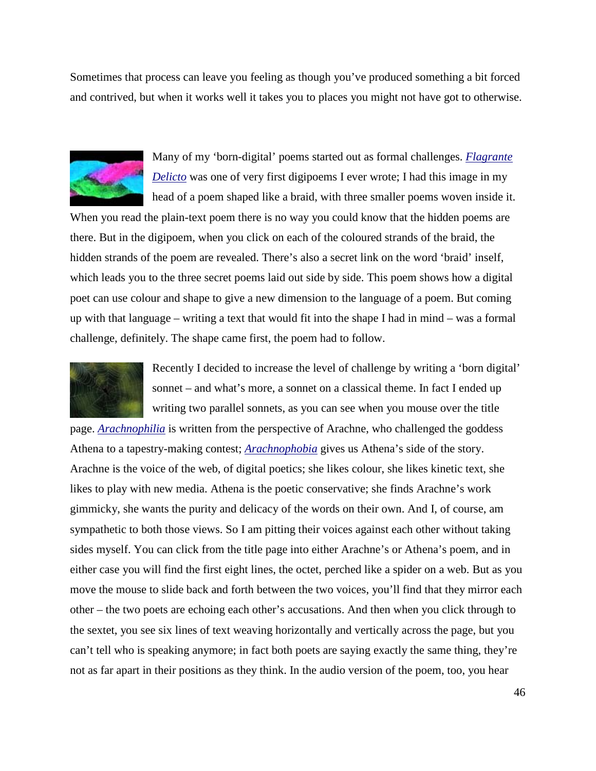Sometimes that process can leave you feeling as though you've produced something a bit forced and contrived, but when it works well it takes you to places you might not have got to otherwise.

Many of my 'born-digital' poems started out as formal challenges. *Flagrante Delicto* was one of very first digipoems I ever wrote; I had this image in my head of a poem shaped like a braid, with three smaller poems woven inside it. When you read the plain-text poem there is no way you could know that the hidden poems are there. But in the digipoem, when you click on each of the coloured strands of the braid, the hidden strands of the poem are revealed. There's also a secret link on the word 'braid' inself, which leads you to the three secret poems laid out side by side. This poem shows how a digital poet can use colour and shape to give a new dimension to the language of a poem. But coming up with that language – writing a text that would fit into the shape I had in mind – was a formal challenge, definitely. The shape came first, the poem had to follow.

Recently I decided to increase the level of challenge by writing a 'born digital' sonnet – and what's more, a sonnet on a classical theme. In fact I ended up writing two parallel sonnets, as you can see when you mouse over the title page. *Arachnophilia* is written from the perspective of Arachne, who challenged the goddess Athena to a tapestry-making contest; *Arachnophobia* gives us Athena's side of the story. Arachne is the voice of the web, of digital poetics; she likes colour, she likes kinetic text, she likes to play with new media. Athena is the poetic conservative; she finds Arachne's work gimmicky, she wants the purity and delicacy of the words on their own. And I, of course, am sympathetic to both those views. So I am pitting their voices against each other without taking sides myself. You can click from the title page into either Arachne's or Athena's poem, and in either case you will find the first eight lines, the octet, perched like a spider on a web. But as you move the mouse to slide back and forth between the two voices, you'll find that they mirror each other – the two poets are echoing each other's accusations. And then when you click through to the sextet, you see six lines of text weaving horizontally and vertically across the page, but you can't tell who is speaking anymore; in fact both poets are saying exactly the same thing, they're not as far apart in their positions as they think. In the audio version of the poem, too, you hear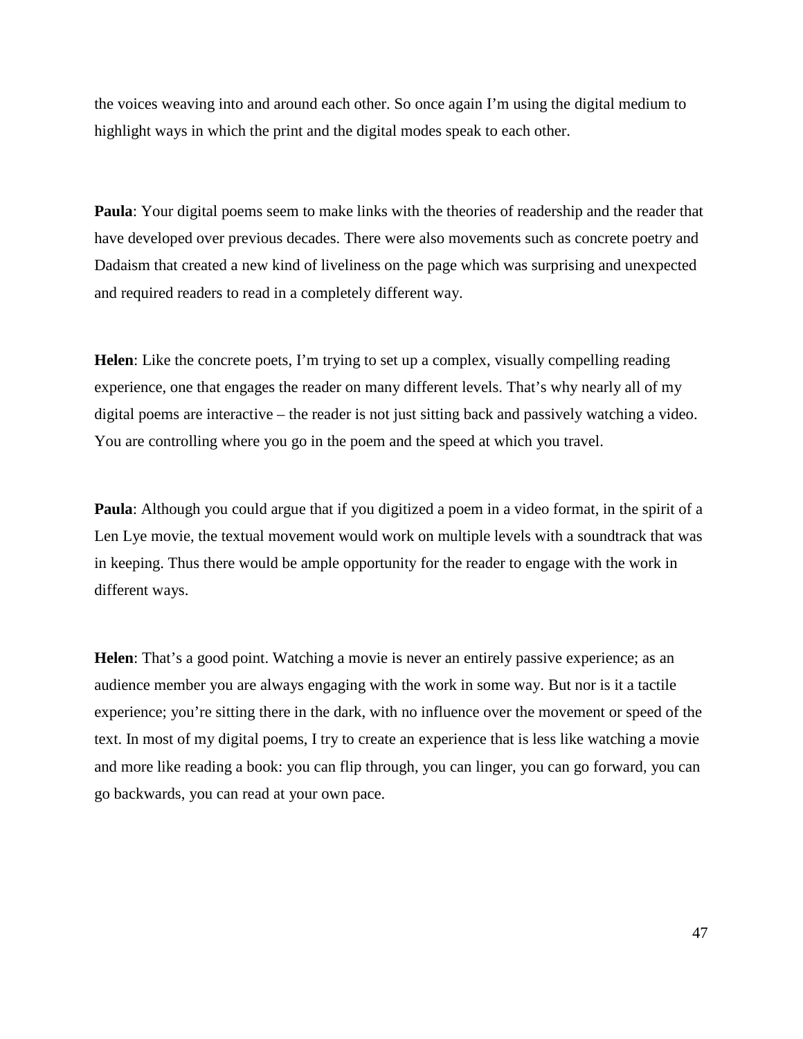the voices weaving into and around each other. So once again I'm using the digital medium to highlight ways in which the print and the digital modes speak to each other.

**Paula**: Your digital poems seem to make links with the theories of readership and the reader that have developed over previous decades. There were also movements such as concrete poetry and Dadaism that created a new kind of liveliness on the page which was surprising and unexpected and required readers to read in a completely different way.

**Helen**: Like the concrete poets, I'm trying to set up a complex, visually compelling reading experience, one that engages the reader on many different levels. That's why nearly all of my digital poems are interactive – the reader is not just sitting back and passively watching a video. You are controlling where you go in the poem and the speed at which you travel.

**Paula**: Although you could argue that if you digitized a poem in a video format, in the spirit of a Len Lye movie, the textual movement would work on multiple levels with a soundtrack that was in keeping. Thus there would be ample opportunity for the reader to engage with the work in different ways.

**Helen**: That's a good point. Watching a movie is never an entirely passive experience; as an audience member you are always engaging with the work in some way. But nor is it a tactile experience; you're sitting there in the dark, with no influence over the movement or speed of the text. In most of my digital poems, I try to create an experience that is less like watching a movie and more like reading a book: you can flip through, you can linger, you can go forward, you can go backwards, you can read at your own pace.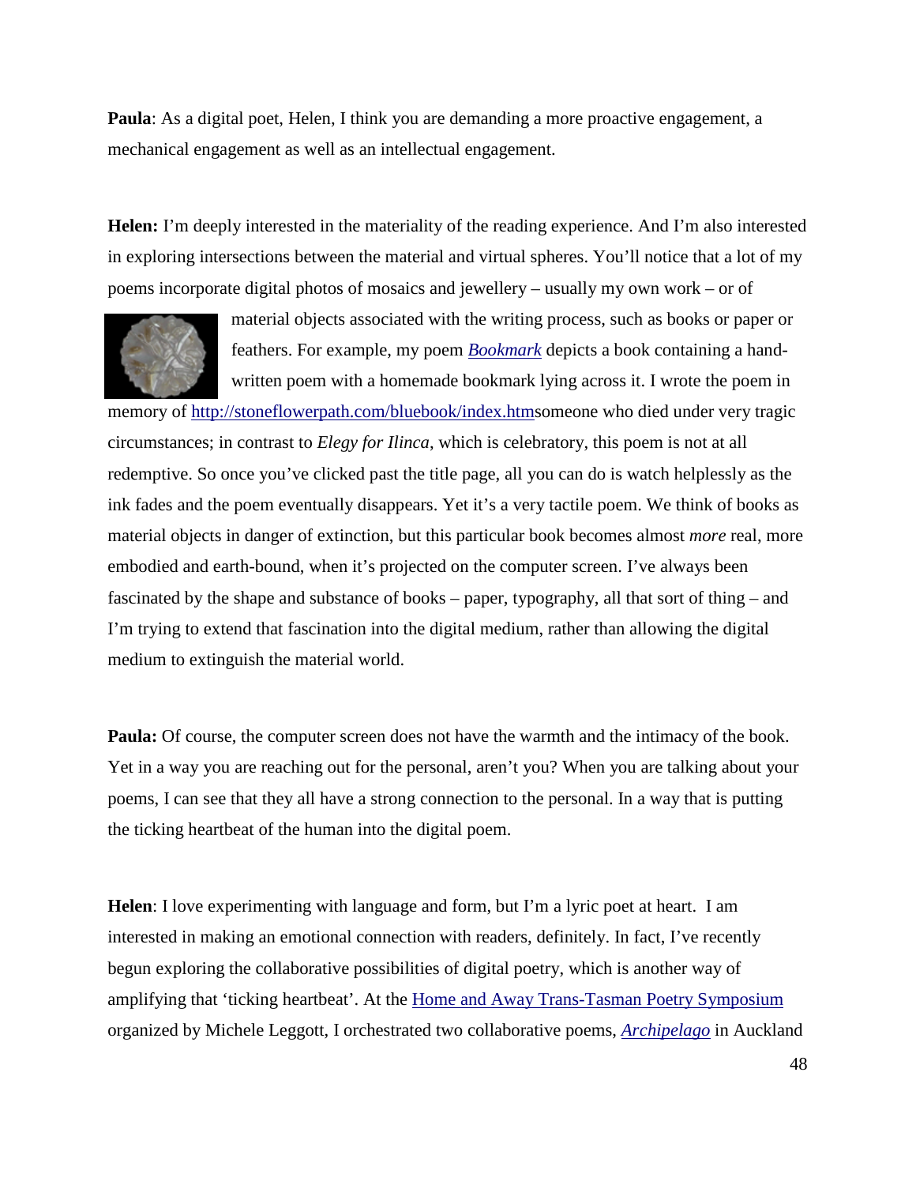**Paula**: As a digital poet, Helen, I think you are demanding a more proactive engagement, a mechanical engagement as well as an intellectual engagement.

**Helen:** I'm deeply interested in the materiality of the reading experience. And I'm also interested in exploring intersections between the material and virtual spheres. You'll notice that a lot of my poems incorporate digital photos of mosaics and jewellery – usually my own work – or of material objects associated with the writing process, such as books or paper or feathers. For example, my poem *[Bookmark](http://stoneflowerpath.com/bluebook/index.htm)* depicts a book containing a hand-written poem with a homemade bookmark lying across it. I wrote the poem in memory of http://stoneflowerpath.com/bluebook/index.htmsomeone who died under very tragic circumstances; in contrast to *Elegy for Ilinca*, which is celebratory, this poem is not at all redemptive. So once you've clicked past the title page, all you can do is watch helplessly as the ink fades and the poem eventually disappears. Yet it's a very tactile poem. We think of books as material objects in danger of extinction, but this particular book becomes almost *more* real, more embodied and earth-bound, when it's projected on the computer screen. I've always been fascinated by the shape and substance of books – paper, typography, all that sort of thing – and I'm trying to extend that fascination into the digital medium, rather than allowing the digital medium to extinguish the material world.

**Paula:** Of course, the computer screen does not have the warmth and the intimacy of the book. Yet in a way you are reaching out for the personal, aren't you? When you are talking about your poems, I can see that they all have a strong connection to the personal. In a way that is putting the ticking heartbeat of the human into the digital poem.

**Helen**: I love experimenting with language and form, but I'm a lyric poet at heart. I am interested in making an emotional connection with readers, definitely. In fact, I've recently begun exploring the collaborative possibilities of digital poetry, which is another way of amplifying that 'ticking heartbeat'. At the Home and Away Trans-Tasman Poetry Symposium organized by Michele Leggott, I orchestrated two collaborative poems, *Archipelago* in Auckland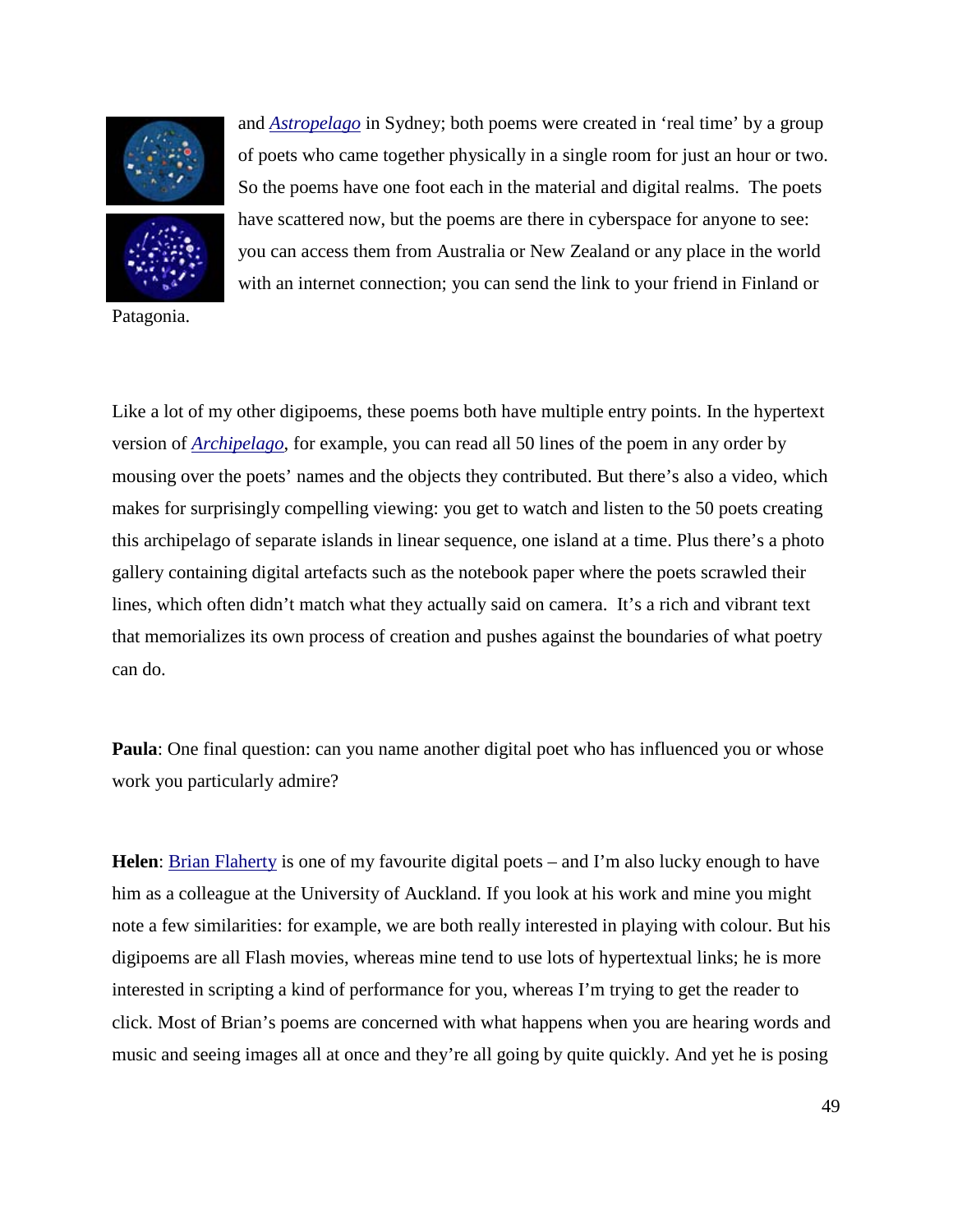and *Astropelago* in Sydney; both poems were created in 'real time' by a group of poets who came together physically in a single room for just an hour or two. So the poems have one foot each in the material and digital realms. The poets have scattered now, but the poems are there in cyberspace for anyone to see: you can access them from Australia or New Zealand or any place in the world with an internet connection; you can send the link to your friend in Finland or Patagonia.

Like a lot of my other digipoems, these poems both have multiple entry points. In the hypertext version of *Archipelago*, for example, you can read all 50 lines of the poem in any order by mousing over the poets' names and the objects they contributed. But there's also a video, which makes for surprisingly compelling viewing: you get to watch and listen to the 50 poets creating this archipelago of separate islands in linear sequence, one island at a time. Plus there's a photo gallery containing digital artefacts such as the notebook paper where the poets scrawled their lines, which often didn't match what they actually said on camera. It's a rich and vibrant text that memorializes its own process of creation and pushes against the boundaries of what poetry can do.

**Paula**: One final question: can you name another digital poet who has influenced you or whose work you particularly admire?

**Helen**: Brian Flaherty is one of my favourite digital poets – and I'm also lucky enough to have him as a colleague at the University of Auckland. If you look at his work and mine you might note a few similarities: for example, we are both really interested in playing with colour. But his digipoems are all Flash movies, whereas mine tend to use lots of hypertextual links; he is more interested in scripting a kind of performance for you, whereas I'm trying to get the reader to click. Most of Brian's poems are concerned with what happens when you are hearing words and music and seeing images all at once and they're all going by quite quickly. And yet he is posing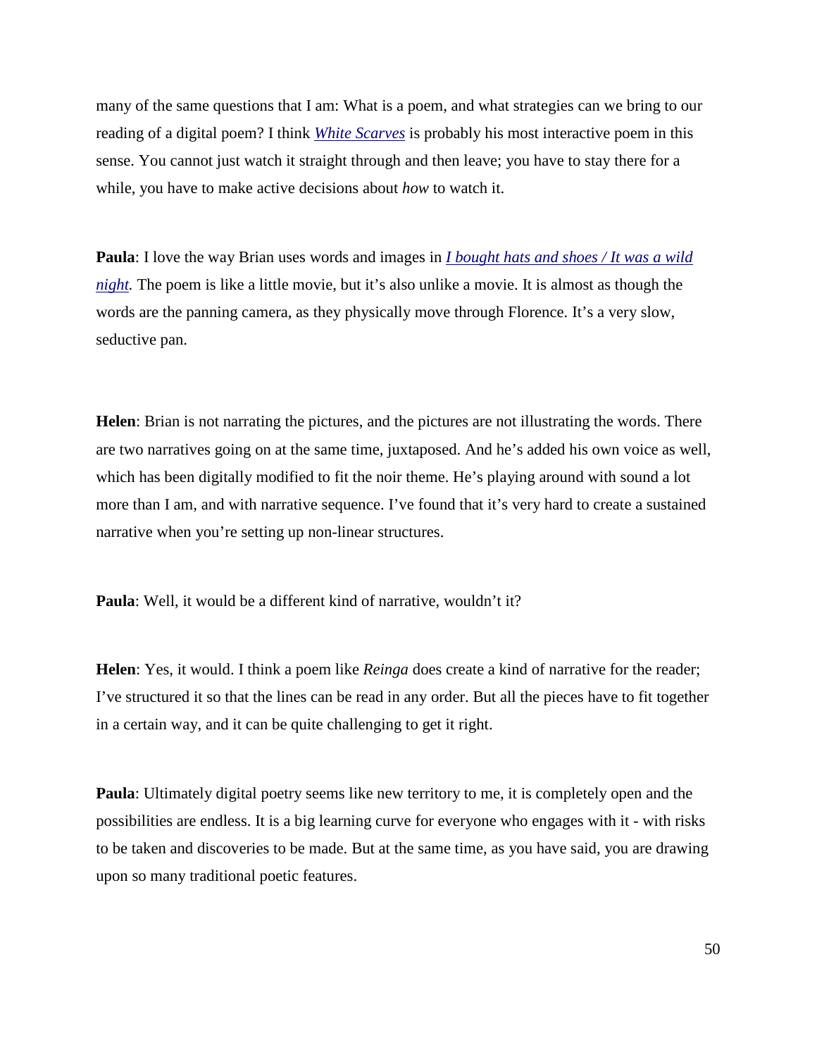many of the same questions that I am: What is a poem, and what strategies can we bring to our reading of a digital poem? I think *White Scarves* is probably his most interactive poem in this sense. You cannot just watch it straight through and then leave; you have to stay there for a while, you have to make active decisions about *how* to watch it.

**Paula**: I love the way Brian uses words and images in *I bought hats and shoes / It was a wild night.* The poem is like a little movie, but it's also unlike a movie. It is almost as though the words are the panning camera, as they physically move through Florence. It's a very slow, seductive pan.

**Helen**: Brian is not narrating the pictures, and the pictures are not illustrating the words. There are two narratives going on at the same time, juxtaposed. And he's added his own voice as well, which has been digitally modified to fit the noir theme. He's playing around with sound a lot more than I am, and with narrative sequence. I've found that it's very hard to create a sustained narrative when you're setting up non-linear structures.

**Paula**: Well, it would be a different kind of narrative, wouldn't it?

**Helen**: Yes, it would. I think a poem like *Reinga* does create a kind of narrative for the reader; I've structured it so that the lines can be read in any order. But all the pieces have to fit together in a certain way, and it can be quite challenging to get it right.

**Paula**: Ultimately digital poetry seems like new territory to me, it is completely open and the possibilities are endless. It is a big learning curve for everyone who engages with it - with risks to be taken and discoveries to be made. But at the same time, as you have said, you are drawing upon so many traditional poetic features.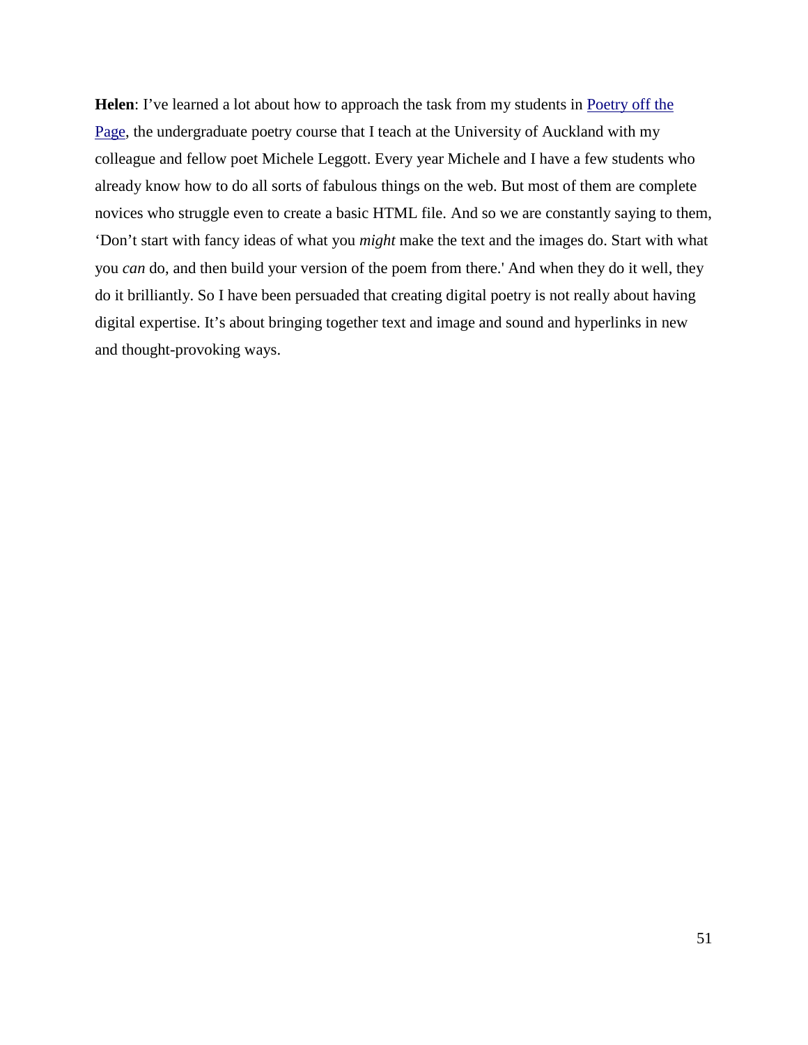**Helen**: I've learned a lot about how to approach the task from my students in Poetry off the Page, the undergraduate poetry course that I teach at the University of Auckland with my colleague and fellow poet Michele Leggott. Every year Michele and I have a few students who already know how to do all sorts of fabulous things on the web. But most of them are complete novices who struggle even to create a basic HTML file. And so we are constantly saying to them, 'Don't start with fancy ideas of what you *might* make the text and the images do. Start with what you *can* do, and then build your version of the poem from there.' And when they do it well, they do it brilliantly. So I have been persuaded that creating digital poetry is not really about having digital expertise. It's about bringing together text and image and sound and hyperlinks in new and thought-provoking ways.